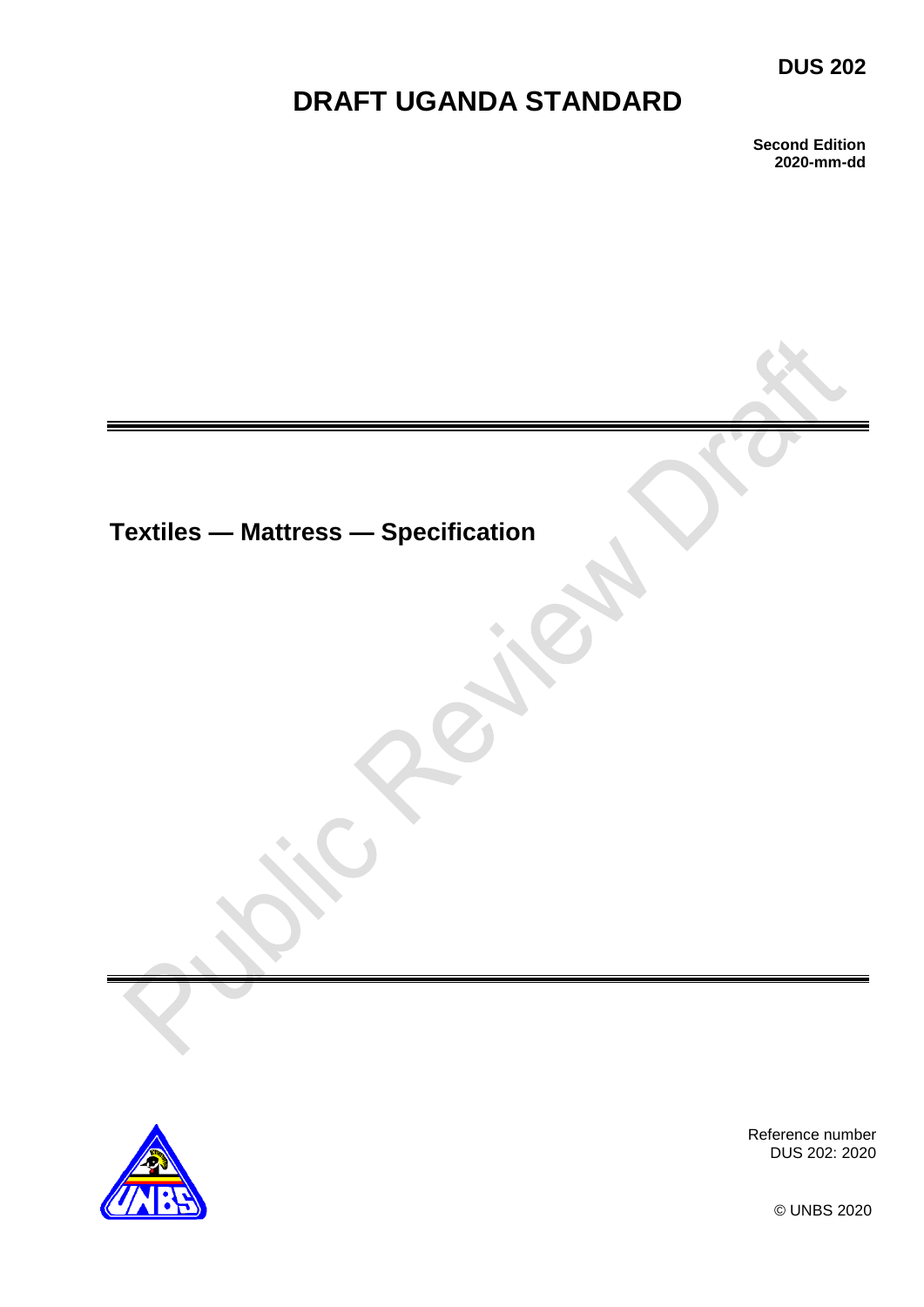DUS 202

# DRAFT UGANDA STANDARD

**Second Edition**
**2020-mm-dd**

## Textiles — Mattress — Specification

Reference number
DUS 202: 2020

© UNBS 2020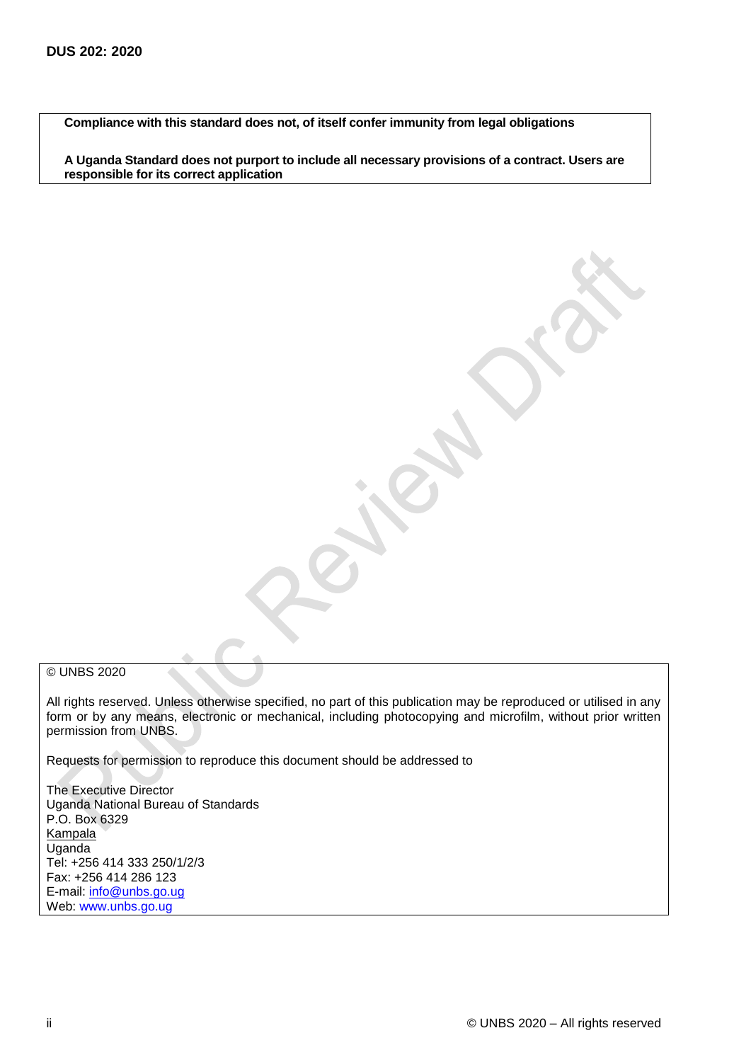**Compliance with this standard does not, of itself confer immunity from legal obligations**

**A Uganda Standard does not purport to include all necessary provisions of a contract. Users are responsible for its correct application**

© UNBS 2020

All rights reserved. Unless otherwise specified, no part of this publication may be reproduced or utilised in any form or by any means, electronic or mechanical, including photocopying and microfilm, without prior written permission from UNBS.

Requests for permission to reproduce this document should be addressed to

The Executive Director
Uganda National Bureau of Standards
P.O. Box 6329
Kampala
Uganda
Tel: +256 414 333 250/1/2/3
Fax: +256 414 286 123
E-mail: info@unbs.go.ug
Web: www.unbs.go.ug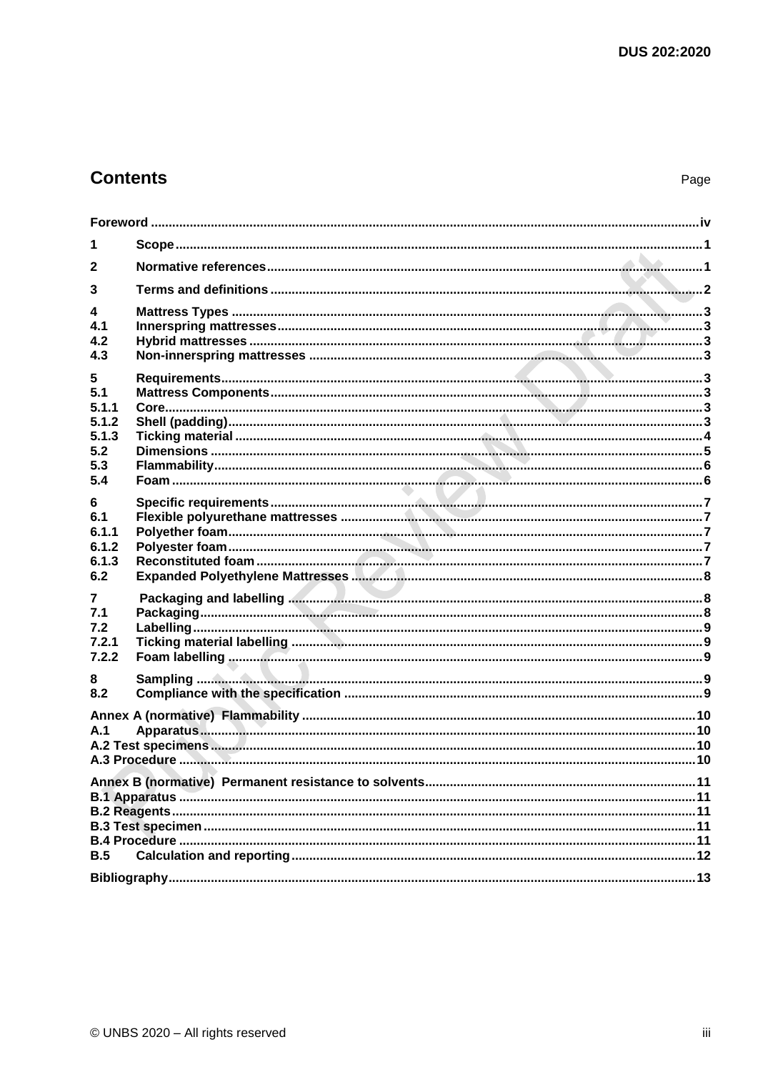## Contents

Page

| | | |
|---|---|---|
| Foreword | | iv |
| 1 | Scope | 1 |
| 2 | Normative references | 1 |
| 3 | Terms and definitions | 2 |
| 4 | Mattress Types | 3 |
| 4.1 | Innerspring mattresses | 3 |
| 4.2 | Hybrid mattresses | 3 |
| 4.3 | Non-innerspring mattresses | 3 |
| 5 | Requirements | 3 |
| 5.1 | Mattress Components | 3 |
| 5.1.1 | Core | 3 |
| 5.1.2 | Shell (padding) | 3 |
| 5.1.3 | Ticking material | 4 |
| 5.2 | Dimensions | 5 |
| 5.3 | Flammability | 6 |
| 5.4 | Foam | 6 |
| 6 | Specific requirements | 7 |
| 6.1 | Flexible polyurethane mattresses | 7 |
| 6.1.1 | Polyether foam | 7 |
| 6.1.2 | Polyester foam | 7 |
| 6.1.3 | Reconstituted foam | 7 |
| 6.2 | Expanded Polyethylene Mattresses | 8 |
| 7 | Packaging and labelling | 8 |
| 7.1 | Packaging | 8 |
| 7.2 | Labelling | 9 |
| 7.2.1 | Ticking material labelling | 9 |
| 7.2.2 | Foam labelling | 9 |
| 8 | Sampling | 9 |
| 8.2 | Compliance with the specification | 9 |
| Annex A (normative) Flammability | | 10 |
| A.1 | Apparatus | 10 |
| A.2 Test specimens | | 10 |
| A.3 Procedure | | 10 |
| Annex B (normative) Permanent resistance to solvents | | 11 |
| B.1 Apparatus | | 11 |
| B.2 Reagents | | 11 |
| B.3 Test specimen | | 11 |
| B.4 Procedure | | 11 |
| B.5 | Calculation and reporting | 12 |
| Bibliography | | 13 |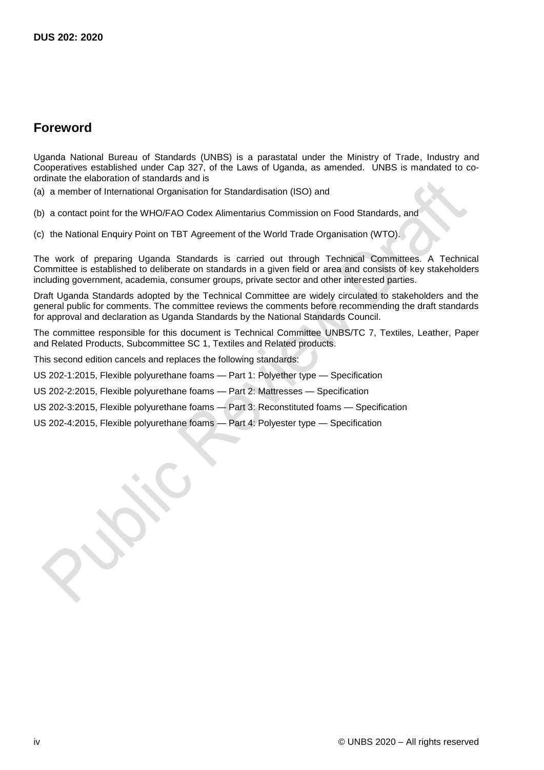## Foreword

Uganda National Bureau of Standards (UNBS) is a parastatal under the Ministry of Trade, Industry and Cooperatives established under Cap 327, of the Laws of Uganda, as amended. UNBS is mandated to co-ordinate the elaboration of standards and is

(a) a member of International Organisation for Standardisation (ISO) and

(b) a contact point for the WHO/FAO Codex Alimentarius Commission on Food Standards, and

(c) the National Enquiry Point on TBT Agreement of the World Trade Organisation (WTO).

The work of preparing Uganda Standards is carried out through Technical Committees. A Technical Committee is established to deliberate on standards in a given field or area and consists of key stakeholders including government, academia, consumer groups, private sector and other interested parties.

Draft Uganda Standards adopted by the Technical Committee are widely circulated to stakeholders and the general public for comments. The committee reviews the comments before recommending the draft standards for approval and declaration as Uganda Standards by the National Standards Council.

The committee responsible for this document is Technical Committee UNBS/TC 7, Textiles, Leather, Paper and Related Products, Subcommittee SC 1, Textiles and Related products.

This second edition cancels and replaces the following standards:

US 202-1:2015, Flexible polyurethane foams — Part 1: Polyether type — Specification

US 202-2:2015, Flexible polyurethane foams — Part 2: Mattresses — Specification

US 202-3:2015, Flexible polyurethane foams — Part 3: Reconstituted foams — Specification

US 202-4:2015, Flexible polyurethane foams — Part 4: Polyester type — Specification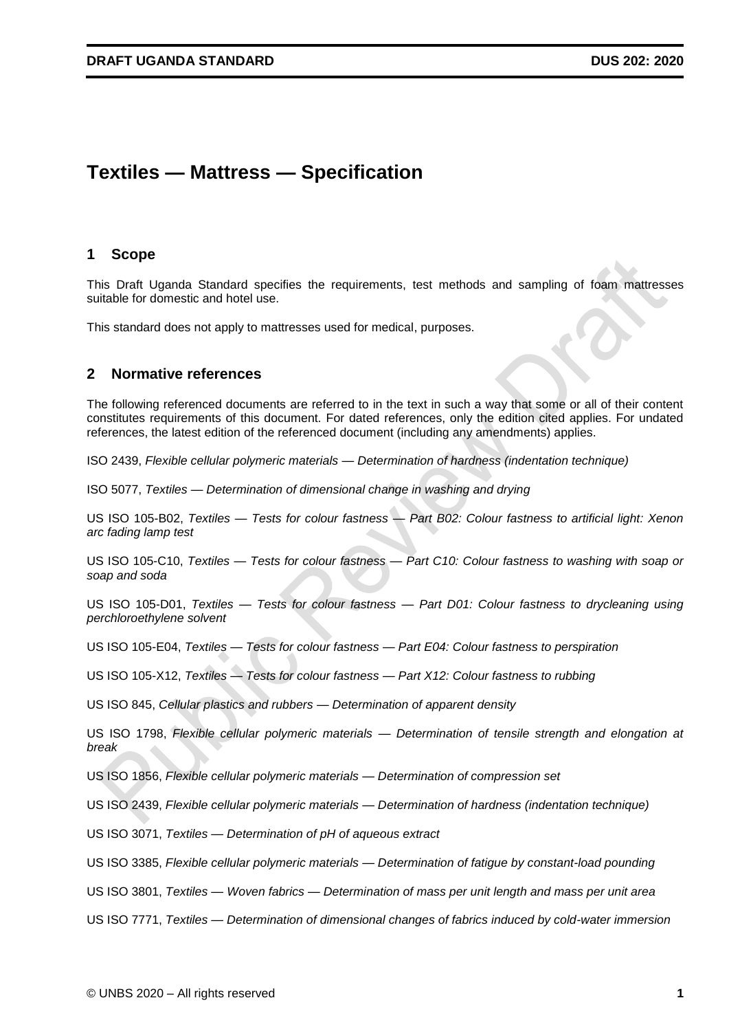# Textiles — Mattress — Specification

## 1 Scope

This Draft Uganda Standard specifies the requirements, test methods and sampling of foam mattresses suitable for domestic and hotel use.

This standard does not apply to mattresses used for medical, purposes.

## 2 Normative references

The following referenced documents are referred to in the text in such a way that some or all of their content constitutes requirements of this document. For dated references, only the edition cited applies. For undated references, the latest edition of the referenced document (including any amendments) applies.

ISO 2439, *Flexible cellular polymeric materials — Determination of hardness (indentation technique)*

ISO 5077, *Textiles — Determination of dimensional change in washing and drying*

US ISO 105-B02, *Textiles — Tests for colour fastness — Part B02: Colour fastness to artificial light: Xenon arc fading lamp test*

US ISO 105-C10, *Textiles — Tests for colour fastness — Part C10: Colour fastness to washing with soap or soap and soda*

US ISO 105-D01, *Textiles — Tests for colour fastness — Part D01: Colour fastness to drycleaning using perchloroethylene solvent*

US ISO 105-E04, *Textiles — Tests for colour fastness — Part E04: Colour fastness to perspiration*

US ISO 105-X12, *Textiles — Tests for colour fastness — Part X12: Colour fastness to rubbing*

US ISO 845, *Cellular plastics and rubbers — Determination of apparent density*

US ISO 1798, *Flexible cellular polymeric materials — Determination of tensile strength and elongation at break*

US ISO 1856, *Flexible cellular polymeric materials — Determination of compression set*

US ISO 2439, *Flexible cellular polymeric materials — Determination of hardness (indentation technique)*

US ISO 3071, *Textiles — Determination of pH of aqueous extract*

US ISO 3385, *Flexible cellular polymeric materials — Determination of fatigue by constant-load pounding*

US ISO 3801, *Textiles — Woven fabrics — Determination of mass per unit length and mass per unit area*

US ISO 7771, *Textiles — Determination of dimensional changes of fabrics induced by cold-water immersion*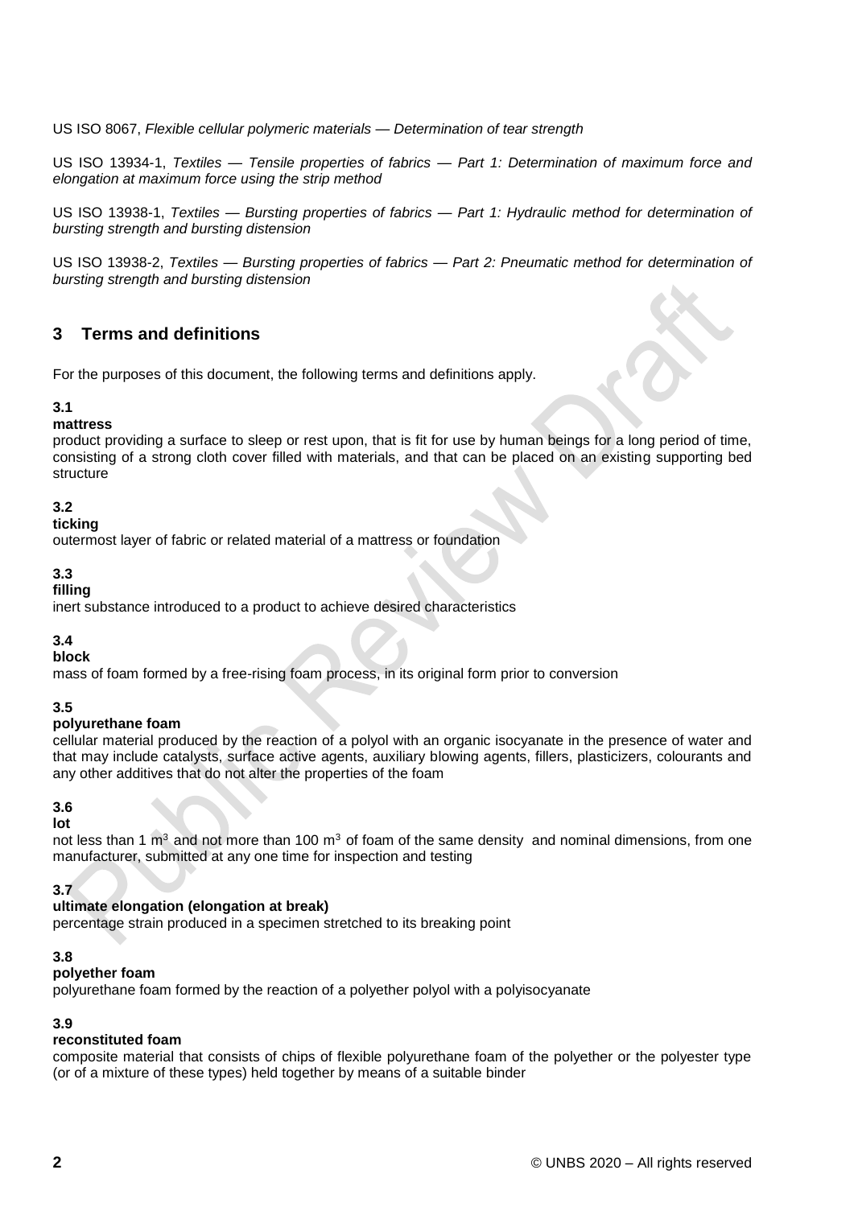US ISO 8067, *Flexible cellular polymeric materials — Determination of tear strength*

US ISO 13934-1, *Textiles — Tensile properties of fabrics — Part 1: Determination of maximum force and elongation at maximum force using the strip method*

US ISO 13938-1, *Textiles — Bursting properties of fabrics — Part 1: Hydraulic method for determination of bursting strength and bursting distension*

US ISO 13938-2, *Textiles — Bursting properties of fabrics — Part 2: Pneumatic method for determination of bursting strength and bursting distension*

## 3 Terms and definitions

For the purposes of this document, the following terms and definitions apply.

**3.1**
**mattress**
product providing a surface to sleep or rest upon, that is fit for use by human beings for a long period of time, consisting of a strong cloth cover filled with materials, and that can be placed on an existing supporting bed structure

**3.2**
**ticking**
outermost layer of fabric or related material of a mattress or foundation

**3.3**
**filling**
inert substance introduced to a product to achieve desired characteristics

**3.4**
**block**
mass of foam formed by a free-rising foam process, in its original form prior to conversion

**3.5**
**polyurethane foam**
cellular material produced by the reaction of a polyol with an organic isocyanate in the presence of water and that may include catalysts, surface active agents, auxiliary blowing agents, fillers, plasticizers, colourants and any other additives that do not alter the properties of the foam

**3.6**
**lot**
not less than 1 $m^3$ and not more than 100 $m^3$ of foam of the same density and nominal dimensions, from one manufacturer, submitted at any one time for inspection and testing

**3.7**
**ultimate elongation (elongation at break)**
percentage strain produced in a specimen stretched to its breaking point

**3.8**
**polyether foam**
polyurethane foam formed by the reaction of a polyether polyol with a polyisocyanate

**3.9**
**reconstituted foam**
composite material that consists of chips of flexible polyurethane foam of the polyether or the polyester type (or of a mixture of these types) held together by means of a suitable binder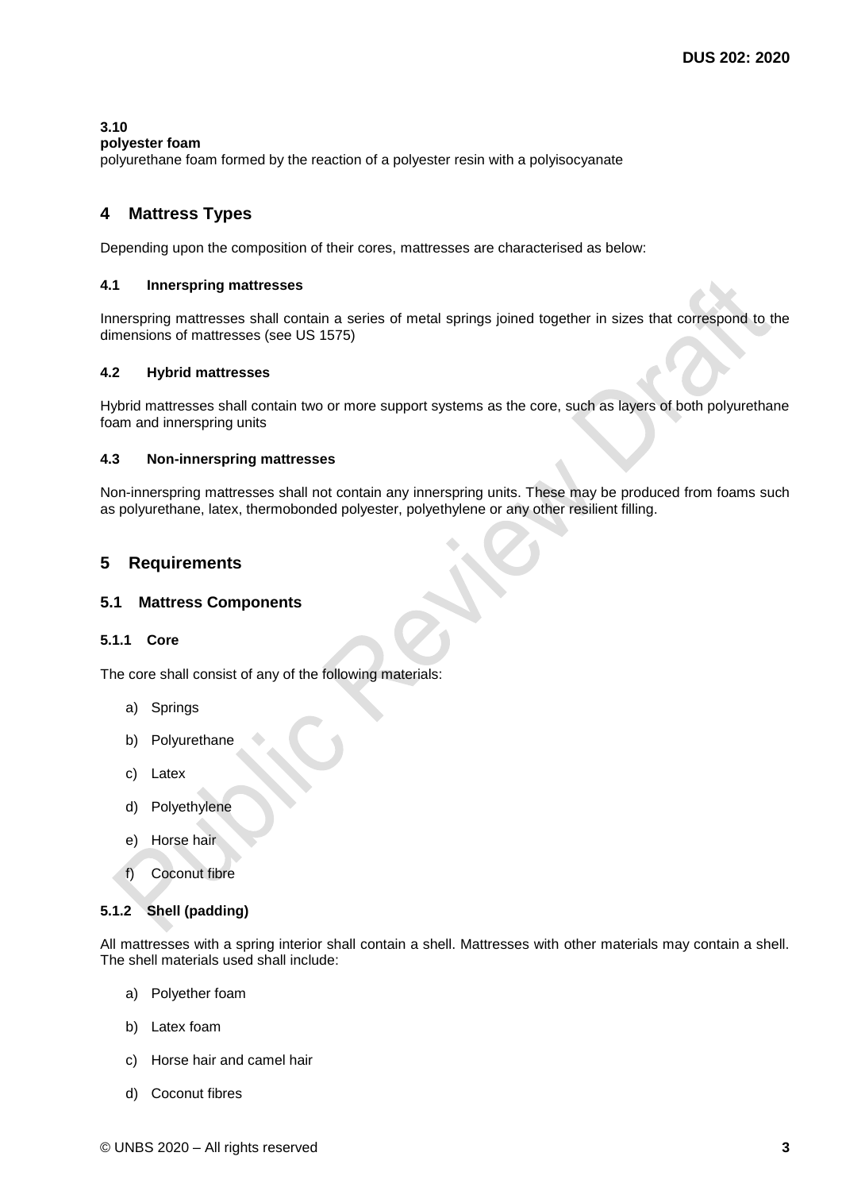**3.10**
**polyester foam**
polyurethane foam formed by the reaction of a polyester resin with a polyisocyanate

## 4 Mattress Types

Depending upon the composition of their cores, mattresses are characterised as below:

### 4.1 Innerspring mattresses

Innerspring mattresses shall contain a series of metal springs joined together in sizes that correspond to the dimensions of mattresses (see US 1575)

### 4.2 Hybrid mattresses

Hybrid mattresses shall contain two or more support systems as the core, such as layers of both polyurethane foam and innerspring units

### 4.3 Non-innerspring mattresses

Non-innerspring mattresses shall not contain any innerspring units. These may be produced from foams such as polyurethane, latex, thermobonded polyester, polyethylene or any other resilient filling.

## 5 Requirements

### 5.1 Mattress Components

#### 5.1.1 Core

The core shall consist of any of the following materials:

a) Springs

b) Polyurethane

c) Latex

d) Polyethylene

e) Horse hair

f) Coconut fibre

#### 5.1.2 Shell (padding)

All mattresses with a spring interior shall contain a shell. Mattresses with other materials may contain a shell. The shell materials used shall include:

a) Polyether foam

b) Latex foam

c) Horse hair and camel hair

d) Coconut fibres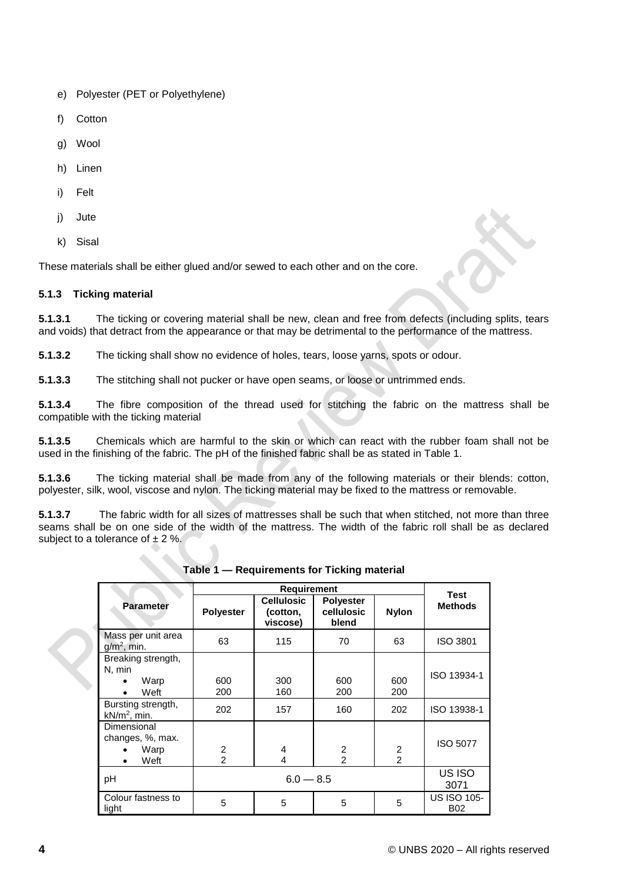e) Polyester (PET or Polyethylene)

f) Cotton

g) Wool

h) Linen

i) Felt

j) Jute

k) Sisal

These materials shall be either glued and/or sewed to each other and on the core.

### 5.1.3 Ticking material

**5.1.3.1** The ticking or covering material shall be new, clean and free from defects (including splits, tears and voids) that detract from the appearance or that may be detrimental to the performance of the mattress.

**5.1.3.2** The ticking shall show no evidence of holes, tears, loose yarns, spots or odour.

**5.1.3.3** The stitching shall not pucker or have open seams, or loose or untrimmed ends.

**5.1.3.4** The fibre composition of the thread used for stitching the fabric on the mattress shall be compatible with the ticking material

**5.1.3.5** Chemicals which are harmful to the skin or which can react with the rubber foam shall not be used in the finishing of the fabric. The pH of the finished fabric shall be as stated in Table 1.

**5.1.3.6** The ticking material shall be made from any of the following materials or their blends: cotton, polyester, silk, wool, viscose and nylon. The ticking material may be fixed to the mattress or removable.

**5.1.3.7** The fabric width for all sizes of mattresses shall be such that when stitched, not more than three seams shall be on one side of the width of the mattress. The width of the fabric roll shall be as declared subject to a tolerance of ± 2 %.

**Table 1 — Requirements for Ticking material**

| Parameter | Requirement | | | | Test Methods |
|---|---|---|---|---|---|
| | Polyester | Cellulosic (cotton, viscose) | Polyester cellulosic blend | Nylon | |
| Mass per unit area $g/m^2$, min. | 63 | 115 | 70 | 63 | ISO 3801 |
| Breaking strength, N, min<br>• Warp<br>• Weft | <br><br>600<br>200 | <br><br>300<br>160 | <br><br>600<br>200 | <br><br>600<br>200 | ISO 13934-1 |
| Bursting strength, $kN/m^2$, min. | 202 | 157 | 160 | 202 | ISO 13938-1 |
| Dimensional changes, %, max.<br>• Warp<br>• Weft | <br><br>2<br>2 | <br><br>4<br>4 | <br><br>2<br>2 | <br><br>2<br>2 | ISO 5077 |
| pH | 6.0 — 8.5 | | | | US ISO 3071 |
| Colour fastness to light | 5 | 5 | 5 | 5 | US ISO 105-B02 |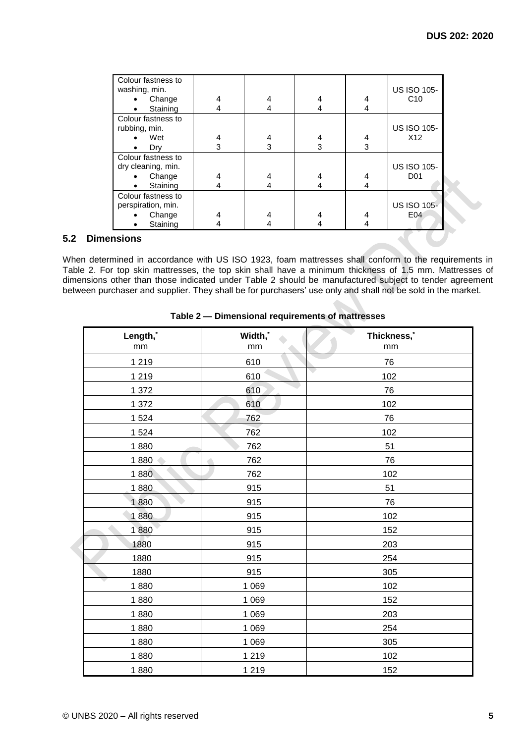| Colour fastness to washing, min. | | | | | US ISO 105-C10 |
|---|---|---|---|---|---|
| • Change | 4 | 4 | 4 | 4 | |
| • Staining | 4 | 4 | 4 | 4 | |
| Colour fastness to rubbing, min. | | | | | US ISO 105-X12 |
| • Wet | 4 | 4 | 4 | 4 | |
| • Dry | 3 | 3 | 3 | 3 | |
| Colour fastness to dry cleaning, min. | | | | | US ISO 105-D01 |
| • Change | 4 | 4 | 4 | 4 | |
| • Staining | 4 | 4 | 4 | 4 | |
| Colour fastness to perspiration, min. | | | | | US ISO 105-E04 |
| • Change | 4 | 4 | 4 | 4 | |
| • Staining | 4 | 4 | 4 | 4 | |

## 5.2 Dimensions

When determined in accordance with US ISO 1923, foam mattresses shall conform to the requirements in Table 2. For top skin mattresses, the top skin shall have a minimum thickness of 1.5 mm. Mattresses of dimensions other than those indicated under Table 2 should be manufactured subject to tender agreement between purchaser and supplier. They shall be for purchasers' use only and shall not be sold in the market.

**Table 2 — Dimensional requirements of mattresses**

| Length,* mm | Width,* mm | Thickness,* mm |
|---|---|---|
| 1 219 | 610 | 76 |
| 1 219 | 610 | 102 |
| 1 372 | 610 | 76 |
| 1 372 | 610 | 102 |
| 1 524 | 762 | 76 |
| 1 524 | 762 | 102 |
| 1 880 | 762 | 51 |
| 1 880 | 762 | 76 |
| 1 880 | 762 | 102 |
| 1 880 | 915 | 51 |
| 1 880 | 915 | 76 |
| 1 880 | 915 | 102 |
| 1 880 | 915 | 152 |
| 1880 | 915 | 203 |
| 1880 | 915 | 254 |
| 1880 | 915 | 305 |
| 1 880 | 1 069 | 102 |
| 1 880 | 1 069 | 152 |
| 1 880 | 1 069 | 203 |
| 1 880 | 1 069 | 254 |
| 1 880 | 1 069 | 305 |
| 1 880 | 1 219 | 102 |
| 1 880 | 1 219 | 152 |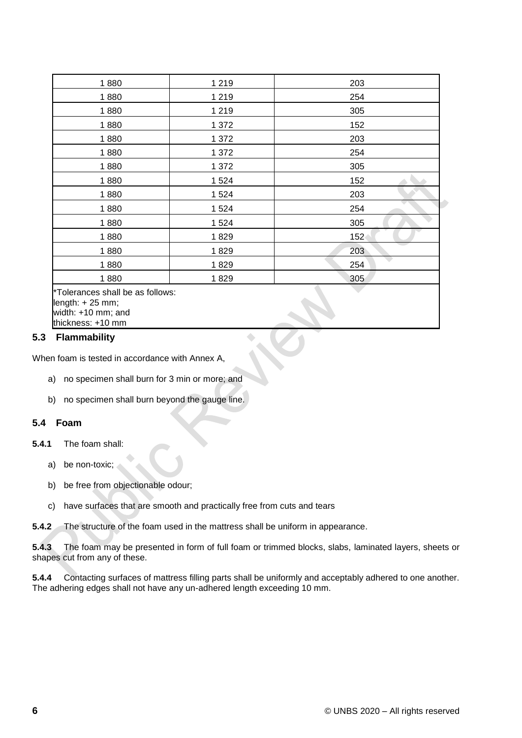| 1 880 | 1 219 | 203 |
|---|---|---|
| 1 880 | 1 219 | 254 |
| 1 880 | 1 219 | 305 |
| 1 880 | 1 372 | 152 |
| 1 880 | 1 372 | 203 |
| 1 880 | 1 372 | 254 |
| 1 880 | 1 372 | 305 |
| 1 880 | 1 524 | 152 |
| 1 880 | 1 524 | 203 |
| 1 880 | 1 524 | 254 |
| 1 880 | 1 524 | 305 |
| 1 880 | 1 829 | 152 |
| 1 880 | 1 829 | 203 |
| 1 880 | 1 829 | 254 |
| 1 880 | 1 829 | 305 |
| *Tolerances shall be as follows: length: + 25 mm; width: +10 mm; and thickness: +10 mm | | |

### 5.3 Flammability

When foam is tested in accordance with Annex A,

a) no specimen shall burn for 3 min or more; and

b) no specimen shall burn beyond the gauge line.

### 5.4 Foam

**5.4.1** The foam shall:

a) be non-toxic;

b) be free from objectionable odour;

c) have surfaces that are smooth and practically free from cuts and tears

**5.4.2** The structure of the foam used in the mattress shall be uniform in appearance.

**5.4.3** The foam may be presented in form of full foam or trimmed blocks, slabs, laminated layers, sheets or shapes cut from any of these.

**5.4.4** Contacting surfaces of mattress filling parts shall be uniformly and acceptably adhered to one another. The adhering edges shall not have any un-adhered length exceeding 10 mm.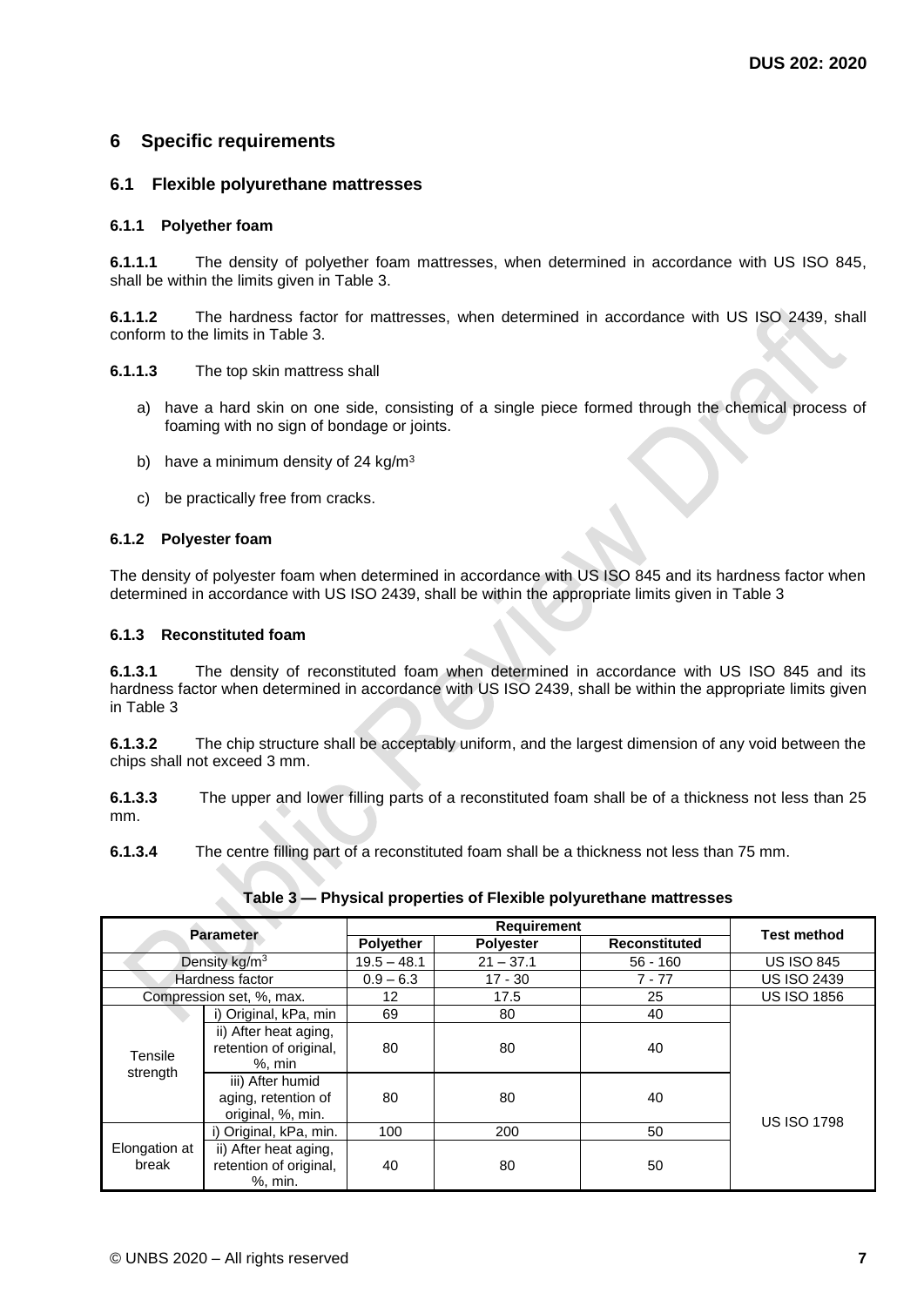## 6 Specific requirements

### 6.1 Flexible polyurethane mattresses

#### 6.1.1 Polyether foam

**6.1.1.1** The density of polyether foam mattresses, when determined in accordance with US ISO 845, shall be within the limits given in Table 3.

**6.1.1.2** The hardness factor for mattresses, when determined in accordance with US ISO 2439, shall conform to the limits in Table 3.

**6.1.1.3** The top skin mattress shall

a) have a hard skin on one side, consisting of a single piece formed through the chemical process of foaming with no sign of bondage or joints.

b) have a minimum density of 24 kg/m$^3$

c) be practically free from cracks.

#### 6.1.2 Polyester foam

The density of polyester foam when determined in accordance with US ISO 845 and its hardness factor when determined in accordance with US ISO 2439, shall be within the appropriate limits given in Table 3

#### 6.1.3 Reconstituted foam

**6.1.3.1** The density of reconstituted foam when determined in accordance with US ISO 845 and its hardness factor when determined in accordance with US ISO 2439, shall be within the appropriate limits given in Table 3

**6.1.3.2** The chip structure shall be acceptably uniform, and the largest dimension of any void between the chips shall not exceed 3 mm.

**6.1.3.3** The upper and lower filling parts of a reconstituted foam shall be of a thickness not less than 25 mm.

**6.1.3.4** The centre filling part of a reconstituted foam shall be a thickness not less than 75 mm.

**Table 3 — Physical properties of Flexible polyurethane mattresses**

| Parameter | | Requirement | | | Test method |
|---|---|---|---|---|---|
| | | Polyether | Polyester | Reconstituted | |
| Density kg/m$^3$ | | 19.5 – 48.1 | 21 – 37.1 | 56 - 160 | US ISO 845 |
| Hardness factor | | 0.9 – 6.3 | 17 - 30 | 7 - 77 | US ISO 2439 |
| Compression set, %, max. | | 12 | 17.5 | 25 | US ISO 1856 |
| Tensile strength | i) Original, kPa, min | 69 | 80 | 40 | US ISO 1798 |
| | ii) After heat aging, retention of original, %, min | 80 | 80 | 40 | |
| | iii) After humid aging, retention of original, %, min. | 80 | 80 | 40 | |
| Elongation at break | i) Original, kPa, min. | 100 | 200 | 50 | |
| | ii) After heat aging, retention of original, %, min. | 40 | 80 | 50 | |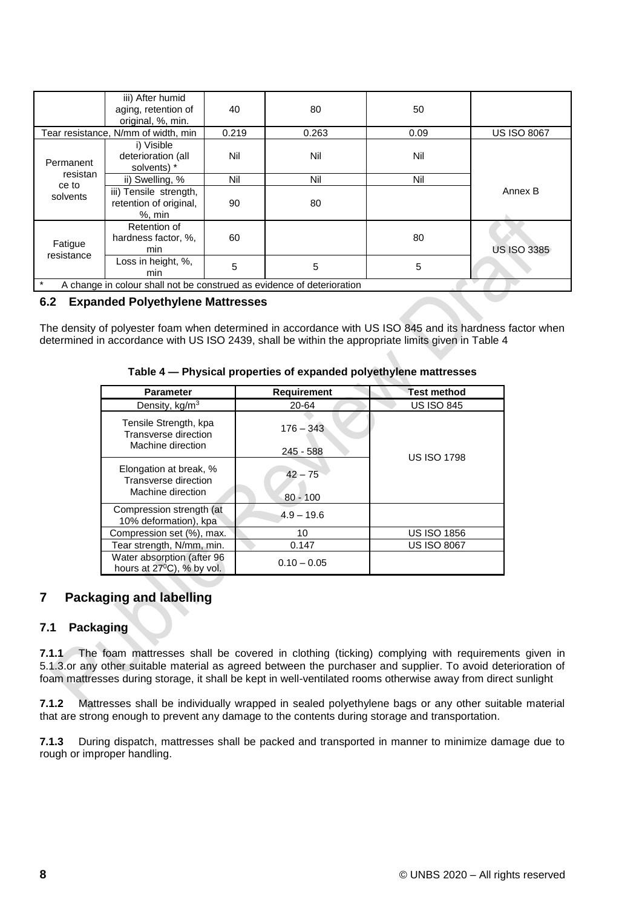| | | | | | |
|---|---|---|---|---|---|
| | iii) After humid aging, retention of original, %, min. | 40 | 80 | 50 | |
| Tear resistance, N/mm of width, min | | 0.219 | 0.263 | 0.09 | US ISO 8067 |
| Permanent resistance to solvents | i) Visible deterioration (all solvents) * | Nil | Nil | Nil | Annex B |
| | ii) Swelling, % | Nil | Nil | Nil | |
| | iii) Tensile strength, retention of original, %, min | 90 | 80 | | |
| Fatigue resistance | Retention of hardness factor, %, min | 60 | | 80 | US ISO 3385 |
| | Loss in height, %, min | 5 | 5 | 5 | |
| * A change in colour shall not be construed as evidence of deterioration | | | | | |

### 6.2 Expanded Polyethylene Mattresses

The density of polyester foam when determined in accordance with US ISO 845 and its hardness factor when determined in accordance with US ISO 2439, shall be within the appropriate limits given in Table 4

**Table 4 — Physical properties of expanded polyethylene mattresses**

| Parameter | Requirement | Test method |
|---|---|---|
| Density, kg/m$^3$ | 20-64 | US ISO 845 |
| Tensile Strength, kpa<br>Transverse direction<br>Machine direction | 176 – 343<br>245 - 588 | US ISO 1798 |
| Elongation at break, %<br>Transverse direction<br>Machine direction | 42 – 75<br>80 - 100 | |
| Compression strength (at 10% deformation), kpa | 4.9 – 19.6 | |
| Compression set (%), max. | 10 | US ISO 1856 |
| Tear strength, N/mm, min. | 0.147 | US ISO 8067 |
| Water absorption (after 96 hours at 27$^0$C), % by vol. | 0.10 – 0.05 | |

## 7 Packaging and labelling

### 7.1 Packaging

**7.1.1** The foam mattresses shall be covered in clothing (ticking) complying with requirements given in 5.1.3.or any other suitable material as agreed between the purchaser and supplier. To avoid deterioration of foam mattresses during storage, it shall be kept in well-ventilated rooms otherwise away from direct sunlight

**7.1.2** Mattresses shall be individually wrapped in sealed polyethylene bags or any other suitable material that are strong enough to prevent any damage to the contents during storage and transportation.

**7.1.3** During dispatch, mattresses shall be packed and transported in manner to minimize damage due to rough or improper handling.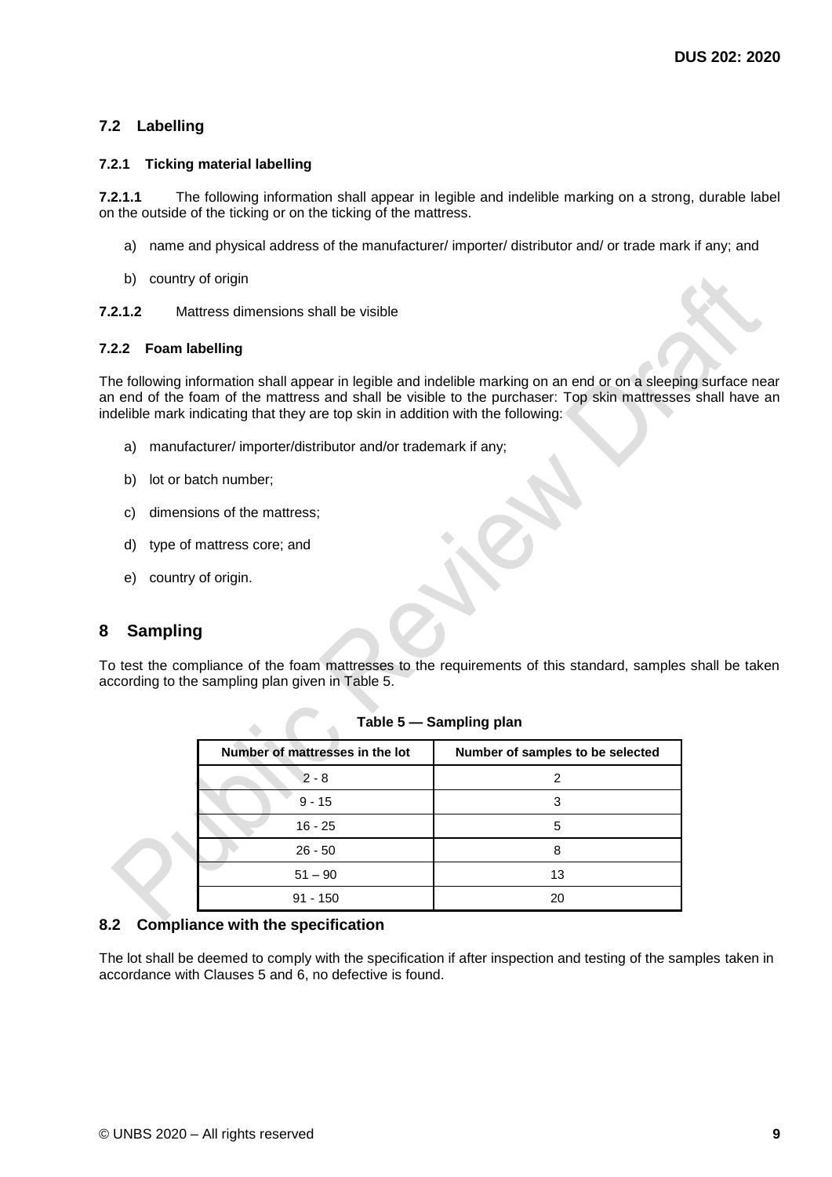## 7.2 Labelling

### 7.2.1 Ticking material labelling

**7.2.1.1** The following information shall appear in legible and indelible marking on a strong, durable label on the outside of the ticking or on the ticking of the mattress.

a) name and physical address of the manufacturer/ importer/ distributor and/ or trade mark if any; and

b) country of origin

**7.2.1.2** Mattress dimensions shall be visible

### 7.2.2 Foam labelling

The following information shall appear in legible and indelible marking on an end or on a sleeping surface near an end of the foam of the mattress and shall be visible to the purchaser: Top skin mattresses shall have an indelible mark indicating that they are top skin in addition with the following:

a) manufacturer/ importer/distributor and/or trademark if any;

b) lot or batch number;

c) dimensions of the mattress;

d) type of mattress core; and

e) country of origin.

# 8 Sampling

To test the compliance of the foam mattresses to the requirements of this standard, samples shall be taken according to the sampling plan given in Table 5.

**Table 5 — Sampling plan**

| Number of mattresses in the lot | Number of samples to be selected |
|---|---|
| 2 - 8 | 2 |
| 9 - 15 | 3 |
| 16 - 25 | 5 |
| 26 - 50 | 8 |
| 51 – 90 | 13 |
| 91 - 150 | 20 |

## 8.2 Compliance with the specification

The lot shall be deemed to comply with the specification if after inspection and testing of the samples taken in accordance with Clauses 5 and 6, no defective is found.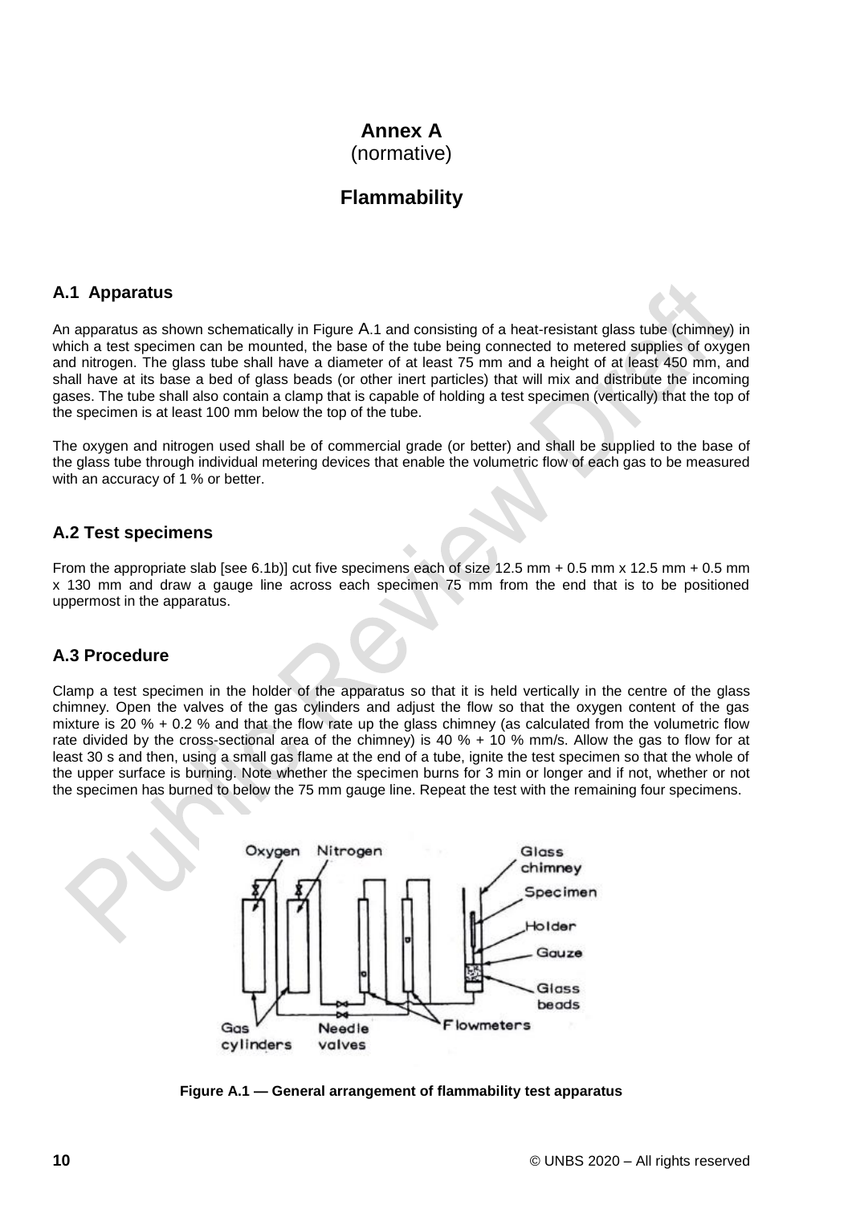# Annex A
(normative)

# Flammability

## A.1 Apparatus

An apparatus as shown schematically in Figure A.1 and consisting of a heat-resistant glass tube (chimney) in which a test specimen can be mounted, the base of the tube being connected to metered supplies of oxygen and nitrogen. The glass tube shall have a diameter of at least 75 mm and a height of at least 450 mm, and shall have at its base a bed of glass beads (or other inert particles) that will mix and distribute the incoming gases. The tube shall also contain a clamp that is capable of holding a test specimen (vertically) that the top of the specimen is at least 100 mm below the top of the tube.

The oxygen and nitrogen used shall be of commercial grade (or better) and shall be supplied to the base of the glass tube through individual metering devices that enable the volumetric flow of each gas to be measured with an accuracy of 1 % or better.

## A.2 Test specimens

From the appropriate slab [see 6.1b)] cut five specimens each of size 12.5 mm + 0.5 mm x 12.5 mm + 0.5 mm x 130 mm and draw a gauge line across each specimen 75 mm from the end that is to be positioned uppermost in the apparatus.

## A.3 Procedure

Clamp a test specimen in the holder of the apparatus so that it is held vertically in the centre of the glass chimney. Open the valves of the gas cylinders and adjust the flow so that the oxygen content of the gas mixture is 20 % + 0.2 % and that the flow rate up the glass chimney (as calculated from the volumetric flow rate divided by the cross-sectional area of the chimney) is 40 % + 10 % mm/s. Allow the gas to flow for at least 30 s and then, using a small gas flame at the end of a tube, ignite the test specimen so that the whole of the upper surface is burning. Note whether the specimen burns for 3 min or longer and if not, whether or not the specimen has burned to below the 75 mm gauge line. Repeat the test with the remaining four specimens.

Oxygen Nitrogen Glass chimney Specimen Holder Gauze Glass beads Gas cylinders Needle valves Flowmeters

**Figure A.1 — General arrangement of flammability test apparatus**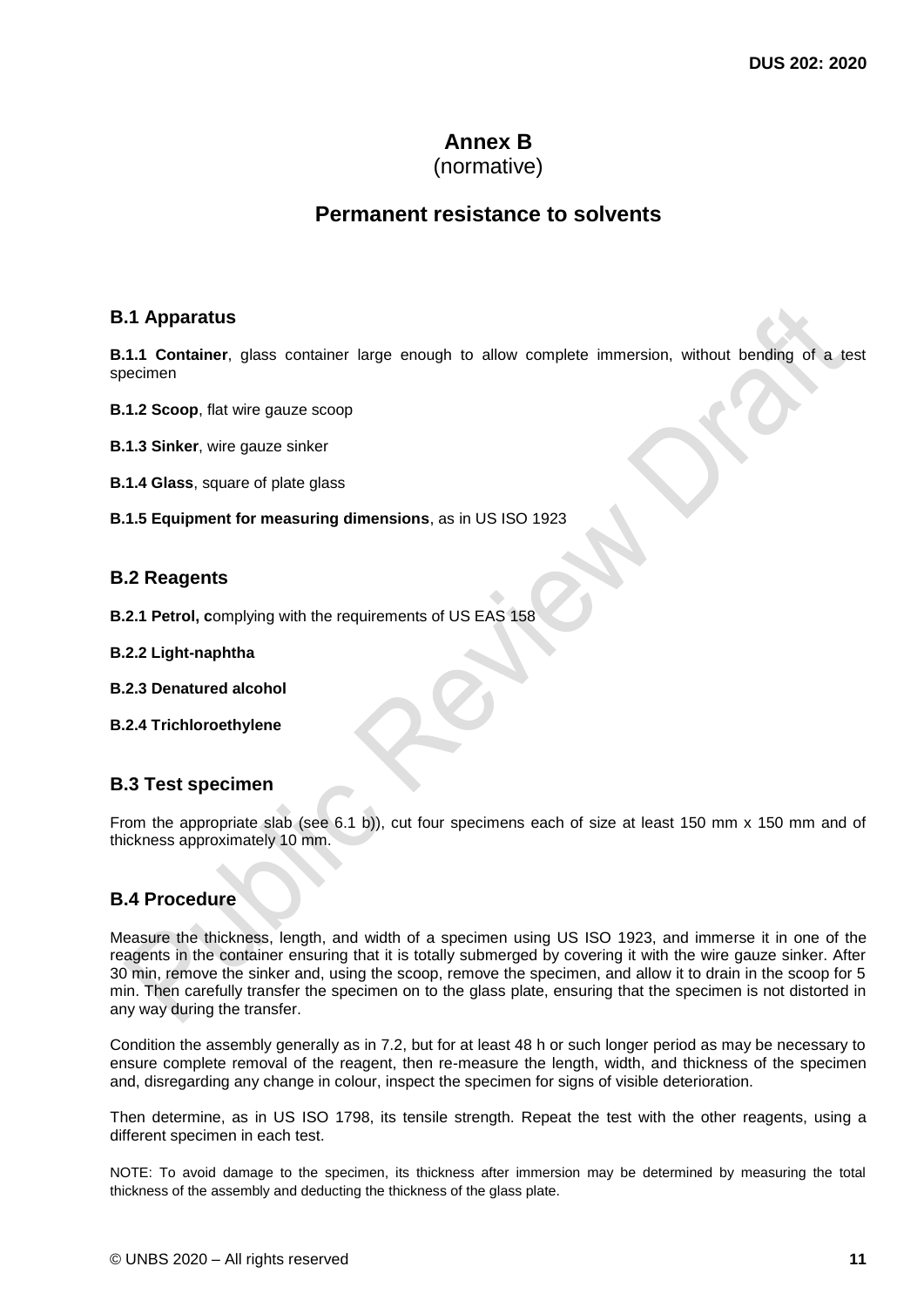# Annex B
(normative)

# Permanent resistance to solvents

## B.1 Apparatus

**B.1.1 Container**, glass container large enough to allow complete immersion, without bending of a test specimen

**B.1.2 Scoop**, flat wire gauze scoop

**B.1.3 Sinker**, wire gauze sinker

**B.1.4 Glass**, square of plate glass

**B.1.5 Equipment for measuring dimensions**, as in US ISO 1923

## B.2 Reagents

**B.2.1 Petrol, c**omplying with the requirements of US EAS 158

**B.2.2 Light-naphtha**

**B.2.3 Denatured alcohol**

**B.2.4 Trichloroethylene**

## B.3 Test specimen

From the appropriate slab (see 6.1 b)), cut four specimens each of size at least 150 mm x 150 mm and of thickness approximately 10 mm.

## B.4 Procedure

Measure the thickness, length, and width of a specimen using US ISO 1923, and immerse it in one of the reagents in the container ensuring that it is totally submerged by covering it with the wire gauze sinker. After 30 min, remove the sinker and, using the scoop, remove the specimen, and allow it to drain in the scoop for 5 min. Then carefully transfer the specimen on to the glass plate, ensuring that the specimen is not distorted in any way during the transfer.

Condition the assembly generally as in 7.2, but for at least 48 h or such longer period as may be necessary to ensure complete removal of the reagent, then re-measure the length, width, and thickness of the specimen and, disregarding any change in colour, inspect the specimen for signs of visible deterioration.

Then determine, as in US ISO 1798, its tensile strength. Repeat the test with the other reagents, using a different specimen in each test.

NOTE: To avoid damage to the specimen, its thickness after immersion may be determined by measuring the total thickness of the assembly and deducting the thickness of the glass plate.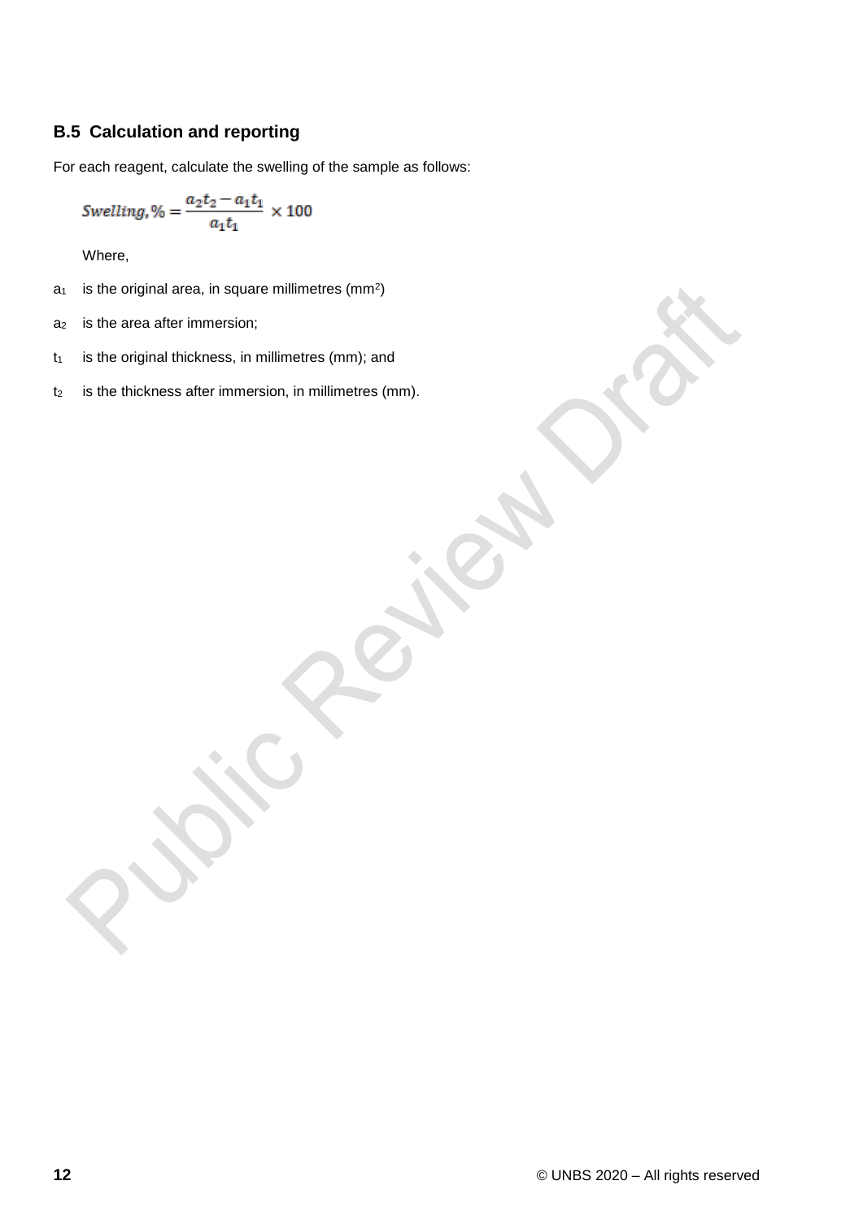## B.5 Calculation and reporting

For each reagent, calculate the swelling of the sample as follows:

$$Swelling, \% = \frac{a_2 t_2 - a_1 t_1}{a_1 t_1} \times 100$$

Where,

$a_1$ is the original area, in square millimetres ($mm^2$)

$a_2$ is the area after immersion;

$t_1$ is the original thickness, in millimetres (mm); and

$t_2$ is the thickness after immersion, in millimetres (mm).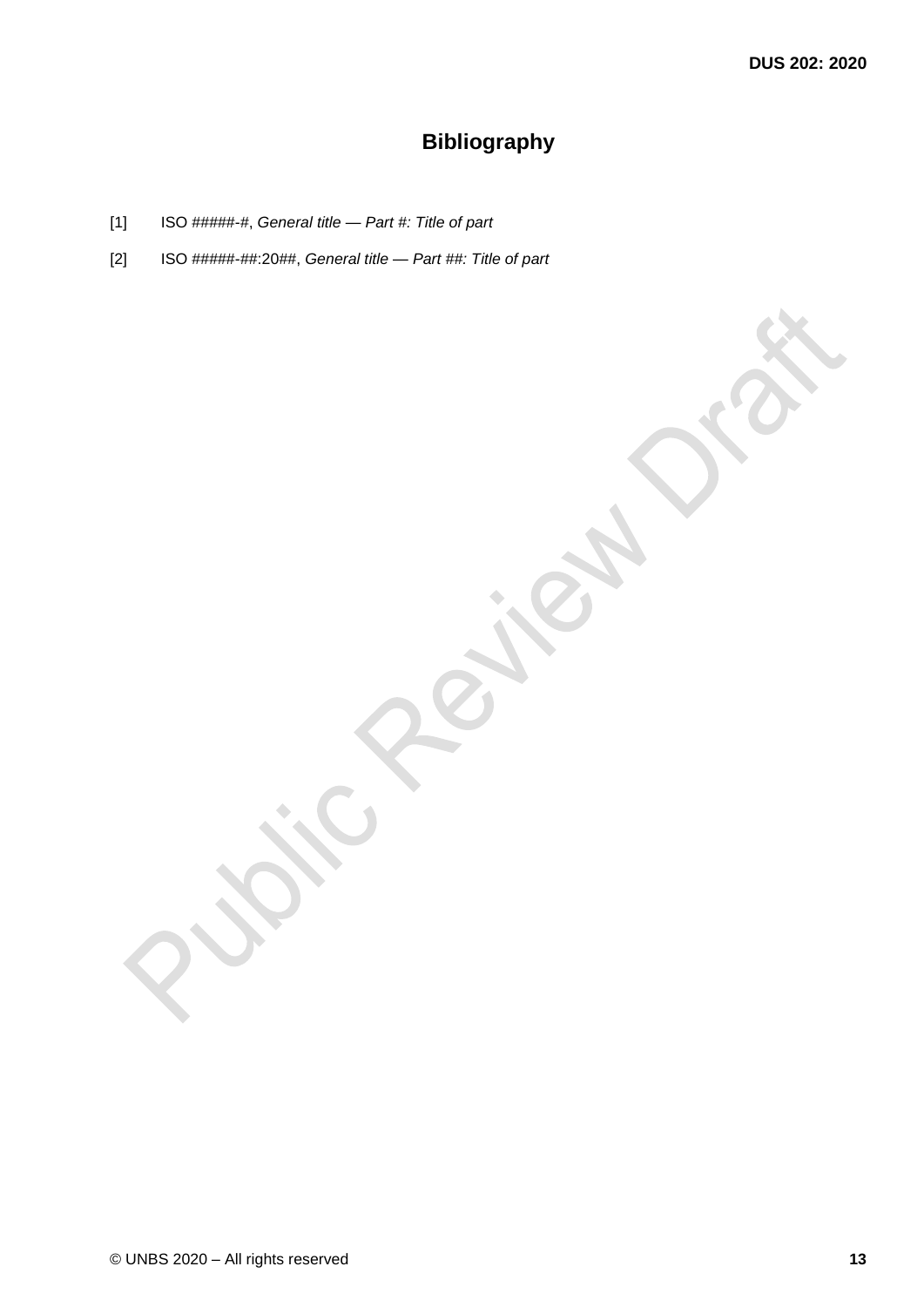# Bibliography

[1] ISO #####-#, *General title — Part #: Title of part*

[2] ISO #####-##:20##, *General title — Part ##: Title of part*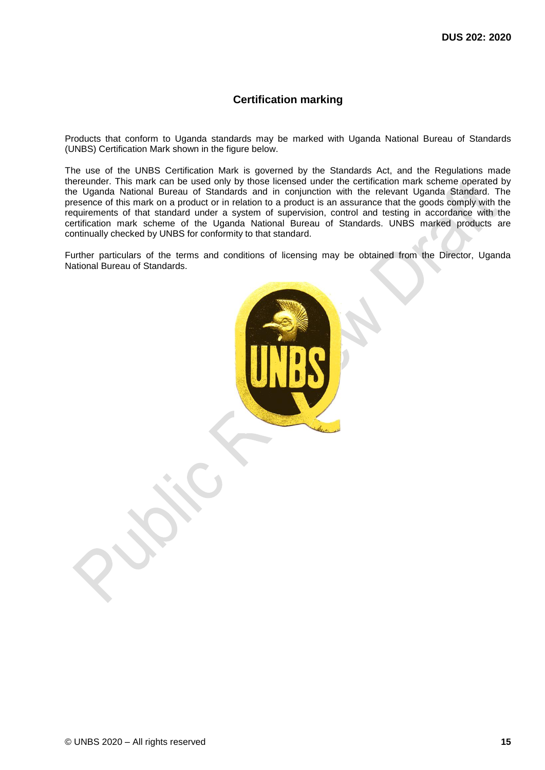## Certification marking

Products that conform to Uganda standards may be marked with Uganda National Bureau of Standards (UNBS) Certification Mark shown in the figure below.

The use of the UNBS Certification Mark is governed by the Standards Act, and the Regulations made thereunder. This mark can be used only by those licensed under the certification mark scheme operated by the Uganda National Bureau of Standards and in conjunction with the relevant Uganda Standard. The presence of this mark on a product or in relation to a product is an assurance that the goods comply with the requirements of that standard under a system of supervision, control and testing in accordance with the certification mark scheme of the Uganda National Bureau of Standards. UNBS marked products are continually checked by UNBS for conformity to that standard.

Further particulars of the terms and conditions of licensing may be obtained from the Director, Uganda National Bureau of Standards.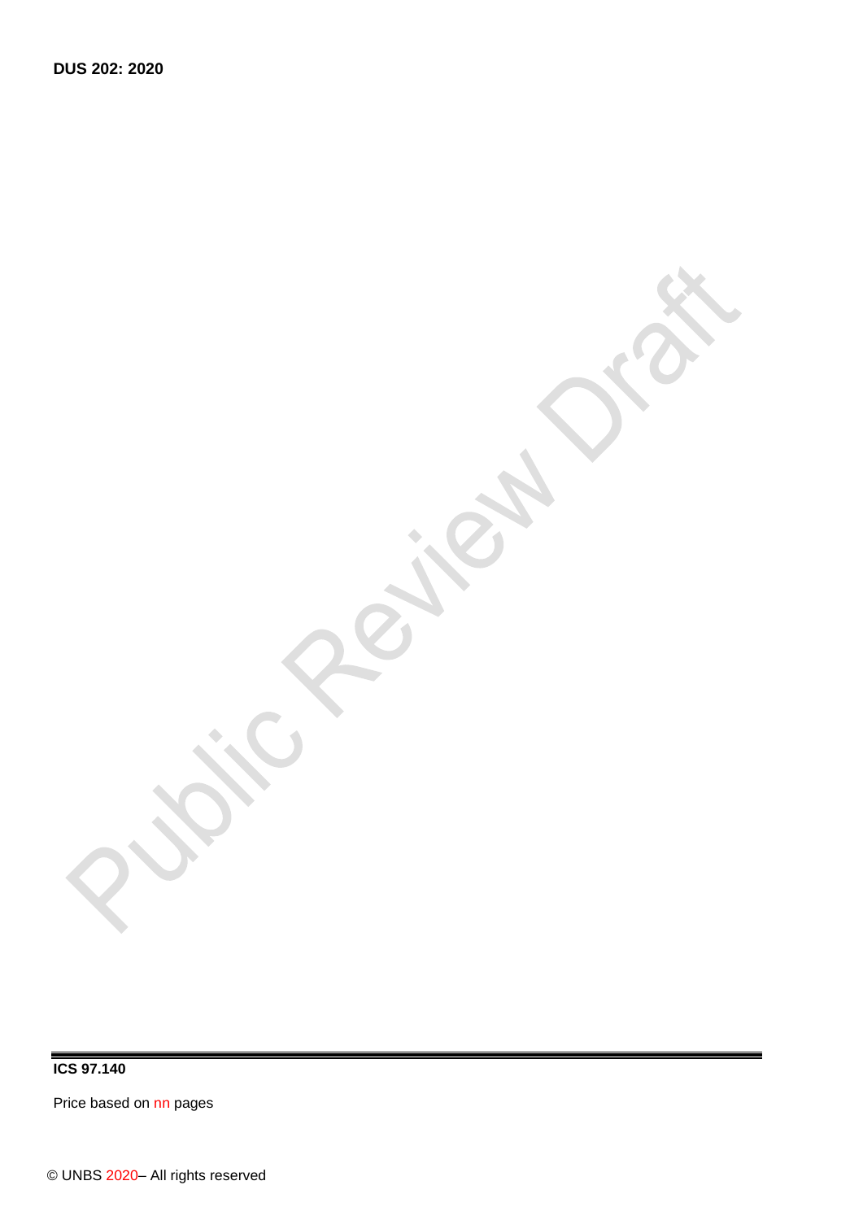**DUS 202: 2020**

**ICS 97.140**

Price based on nn pages

© UNBS 2020– All rights reserved